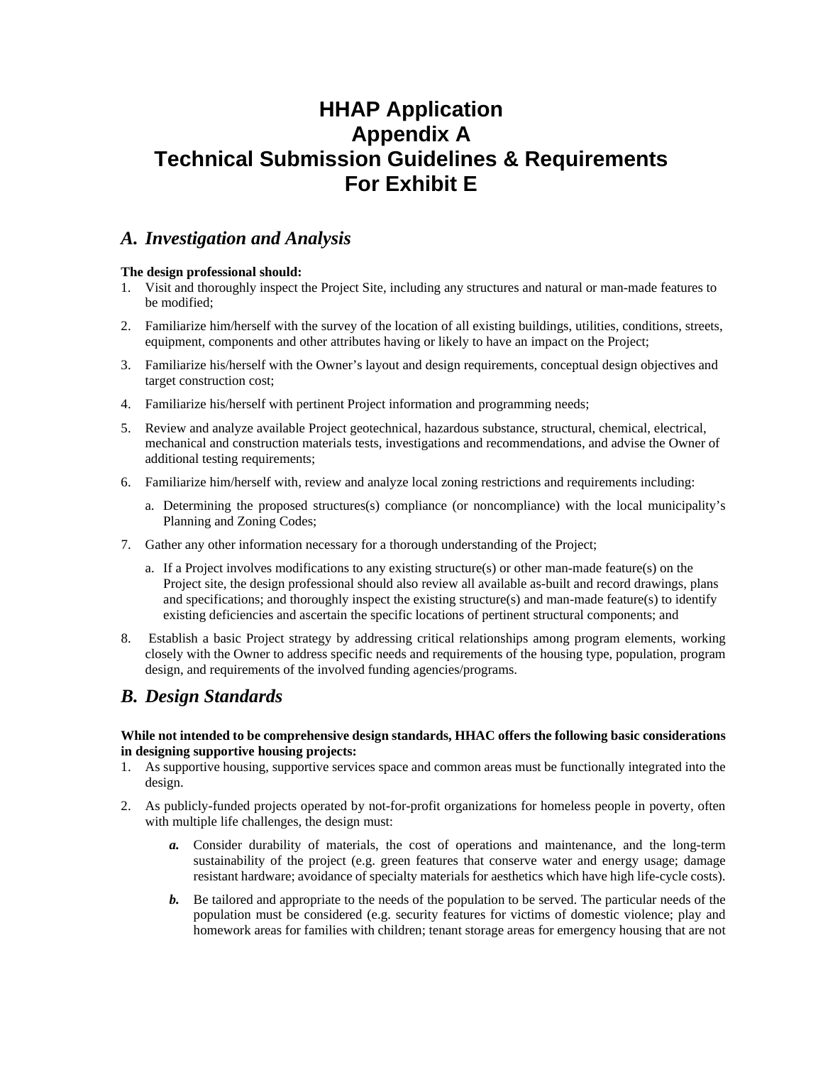# HHAP Application
# Appendix A
# Technical Submission Guidelines & Requirements
# For Exhibit E

## *A. Investigation and Analysis*

**The design professional should:**

1. Visit and thoroughly inspect the Project Site, including any structures and natural or man-made features to be modified;
2. Familiarize him/herself with the survey of the location of all existing buildings, utilities, conditions, streets, equipment, components and other attributes having or likely to have an impact on the Project;
3. Familiarize his/herself with the Owner's layout and design requirements, conceptual design objectives and target construction cost;
4. Familiarize his/herself with pertinent Project information and programming needs;
5. Review and analyze available Project geotechnical, hazardous substance, structural, chemical, electrical, mechanical and construction materials tests, investigations and recommendations, and advise the Owner of additional testing requirements;
6. Familiarize him/herself with, review and analyze local zoning restrictions and requirements including:
   a. Determining the proposed structures(s) compliance (or noncompliance) with the local municipality's Planning and Zoning Codes;
7. Gather any other information necessary for a thorough understanding of the Project;
   a. If a Project involves modifications to any existing structure(s) or other man-made feature(s) on the Project site, the design professional should also review all available as-built and record drawings, plans and specifications; and thoroughly inspect the existing structure(s) and man-made feature(s) to identify existing deficiencies and ascertain the specific locations of pertinent structural components; and
8. Establish a basic Project strategy by addressing critical relationships among program elements, working closely with the Owner to address specific needs and requirements of the housing type, population, program design, and requirements of the involved funding agencies/programs.

## *B. Design Standards*

**While not intended to be comprehensive design standards, HHAC offers the following basic considerations in designing supportive housing projects:**

1. As supportive housing, supportive services space and common areas must be functionally integrated into the design.
2. As publicly-funded projects operated by not-for-profit organizations for homeless people in poverty, often with multiple life challenges, the design must:
   ***a.*** Consider durability of materials, the cost of operations and maintenance, and the long-term sustainability of the project (e.g. green features that conserve water and energy usage; damage resistant hardware; avoidance of specialty materials for aesthetics which have high life-cycle costs).
   ***b.*** Be tailored and appropriate to the needs of the population to be served. The particular needs of the population must be considered (e.g. security features for victims of domestic violence; play and homework areas for families with children; tenant storage areas for emergency housing that are not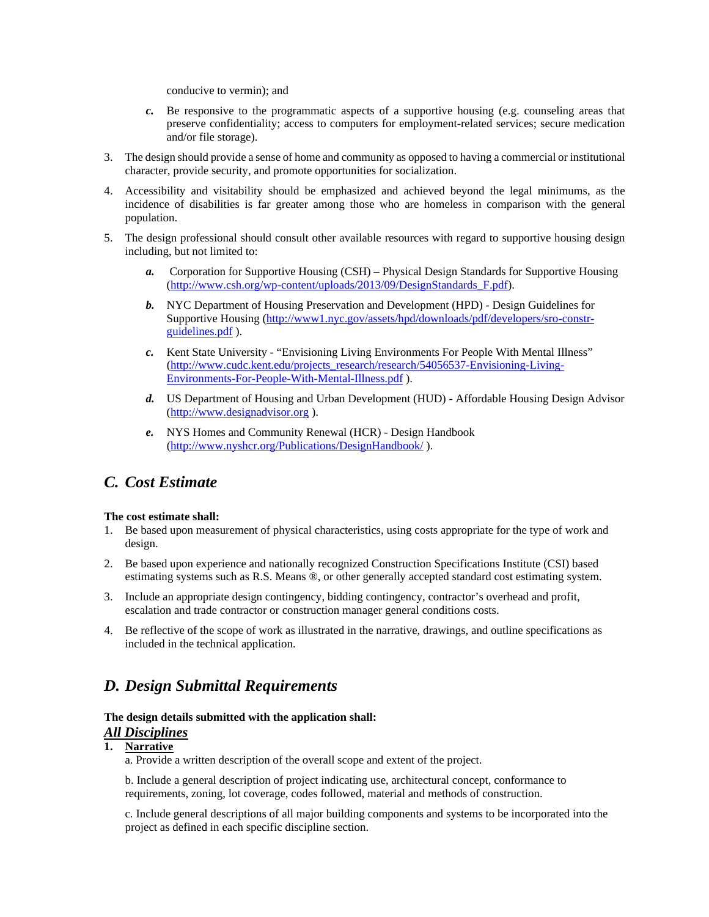conducive to vermin); and

   *c.* Be responsive to the programmatic aspects of a supportive housing (e.g. counseling areas that preserve confidentiality; access to computers for employment-related services; secure medication and/or file storage).

3. The design should provide a sense of home and community as opposed to having a commercial or institutional character, provide security, and promote opportunities for socialization.

4. Accessibility and visitability should be emphasized and achieved beyond the legal minimums, as the incidence of disabilities is far greater among those who are homeless in comparison with the general population.

5. The design professional should consult other available resources with regard to supportive housing design including, but not limited to:

   *a.* Corporation for Supportive Housing (CSH) – Physical Design Standards for Supportive Housing (http://www.csh.org/wp-content/uploads/2013/09/DesignStandards_F.pdf).

   *b.* NYC Department of Housing Preservation and Development (HPD) - Design Guidelines for Supportive Housing (http://www1.nyc.gov/assets/hpd/downloads/pdf/developers/sro-constr-guidelines.pdf ).

   *c.* Kent State University - "Envisioning Living Environments For People With Mental Illness" (http://www.cudc.kent.edu/projects_research/research/54056537-Envisioning-Living-Environments-For-People-With-Mental-Illness.pdf ).

   *d.* US Department of Housing and Urban Development (HUD) - Affordable Housing Design Advisor (http://www.designadvisor.org ).

   *e.* NYS Homes and Community Renewal (HCR) - Design Handbook (http://www.nyshcr.org/Publications/DesignHandbook/ ).

## *C. Cost Estimate*

**The cost estimate shall:**

1. Be based upon measurement of physical characteristics, using costs appropriate for the type of work and design.
2. Be based upon experience and nationally recognized Construction Specifications Institute (CSI) based estimating systems such as R.S. Means ®, or other generally accepted standard cost estimating system.
3. Include an appropriate design contingency, bidding contingency, contractor's overhead and profit, escalation and trade contractor or construction manager general conditions costs.
4. Be reflective of the scope of work as illustrated in the narrative, drawings, and outline specifications as included in the technical application.

## *D. Design Submittal Requirements*

**The design details submitted with the application shall:**

***All Disciplines***

**1. Narrative**

a. Provide a written description of the overall scope and extent of the project.

b. Include a general description of project indicating use, architectural concept, conformance to requirements, zoning, lot coverage, codes followed, material and methods of construction.

c. Include general descriptions of all major building components and systems to be incorporated into the project as defined in each specific discipline section.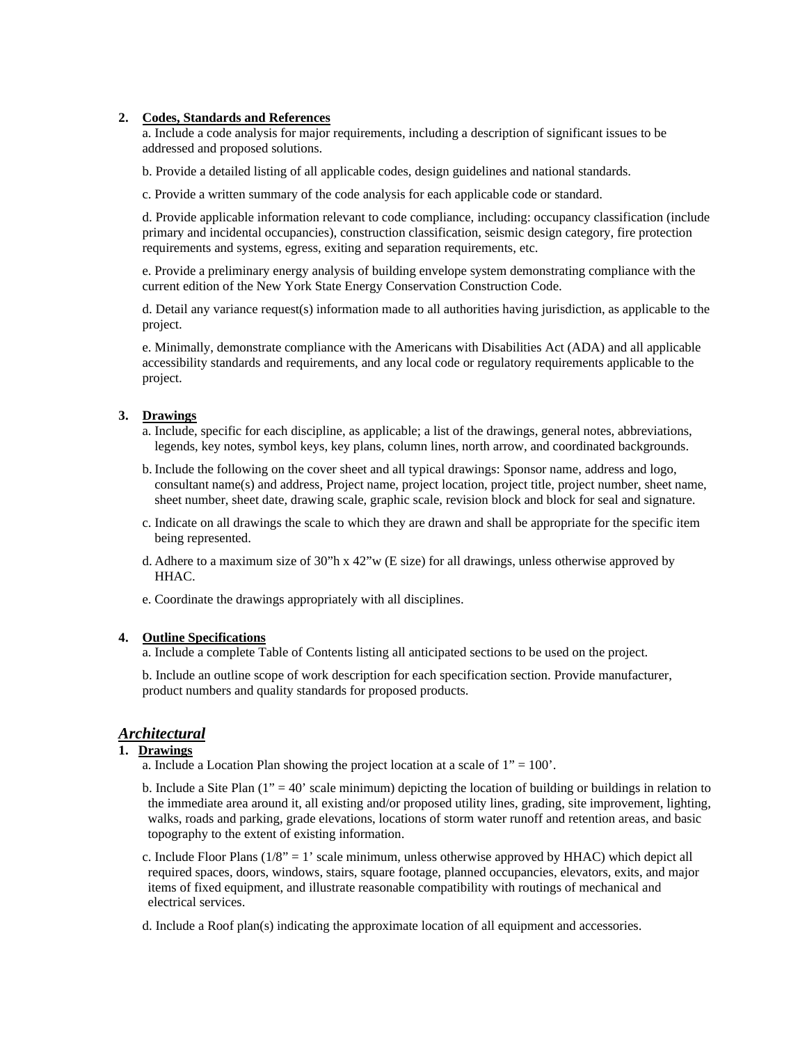2. **Codes, Standards and References**

a. Include a code analysis for major requirements, including a description of significant issues to be addressed and proposed solutions.

b. Provide a detailed listing of all applicable codes, design guidelines and national standards.

c. Provide a written summary of the code analysis for each applicable code or standard.

d. Provide applicable information relevant to code compliance, including: occupancy classification (include primary and incidental occupancies), construction classification, seismic design category, fire protection requirements and systems, egress, exiting and separation requirements, etc.

e. Provide a preliminary energy analysis of building envelope system demonstrating compliance with the current edition of the New York State Energy Conservation Construction Code.

d. Detail any variance request(s) information made to all authorities having jurisdiction, as applicable to the project.

e. Minimally, demonstrate compliance with the Americans with Disabilities Act (ADA) and all applicable accessibility standards and requirements, and any local code or regulatory requirements applicable to the project.

3. **Drawings**

a. Include, specific for each discipline, as applicable; a list of the drawings, general notes, abbreviations, legends, key notes, symbol keys, key plans, column lines, north arrow, and coordinated backgrounds.

b. Include the following on the cover sheet and all typical drawings: Sponsor name, address and logo, consultant name(s) and address, Project name, project location, project title, project number, sheet name, sheet number, sheet date, drawing scale, graphic scale, revision block and block for seal and signature.

c. Indicate on all drawings the scale to which they are drawn and shall be appropriate for the specific item being represented.

d. Adhere to a maximum size of 30"h x 42"w (E size) for all drawings, unless otherwise approved by HHAC.

e. Coordinate the drawings appropriately with all disciplines.

4. **Outline Specifications**

a. Include a complete Table of Contents listing all anticipated sections to be used on the project.

b. Include an outline scope of work description for each specification section. Provide manufacturer, product numbers and quality standards for proposed products.

## ***Architectural***

1. **Drawings**

a. Include a Location Plan showing the project location at a scale of 1" = 100'.

b. Include a Site Plan (1" = 40' scale minimum) depicting the location of building or buildings in relation to the immediate area around it, all existing and/or proposed utility lines, grading, site improvement, lighting, walks, roads and parking, grade elevations, locations of storm water runoff and retention areas, and basic topography to the extent of existing information.

c. Include Floor Plans (1/8" = 1' scale minimum, unless otherwise approved by HHAC) which depict all required spaces, doors, windows, stairs, square footage, planned occupancies, elevators, exits, and major items of fixed equipment, and illustrate reasonable compatibility with routings of mechanical and electrical services.

d. Include a Roof plan(s) indicating the approximate location of all equipment and accessories.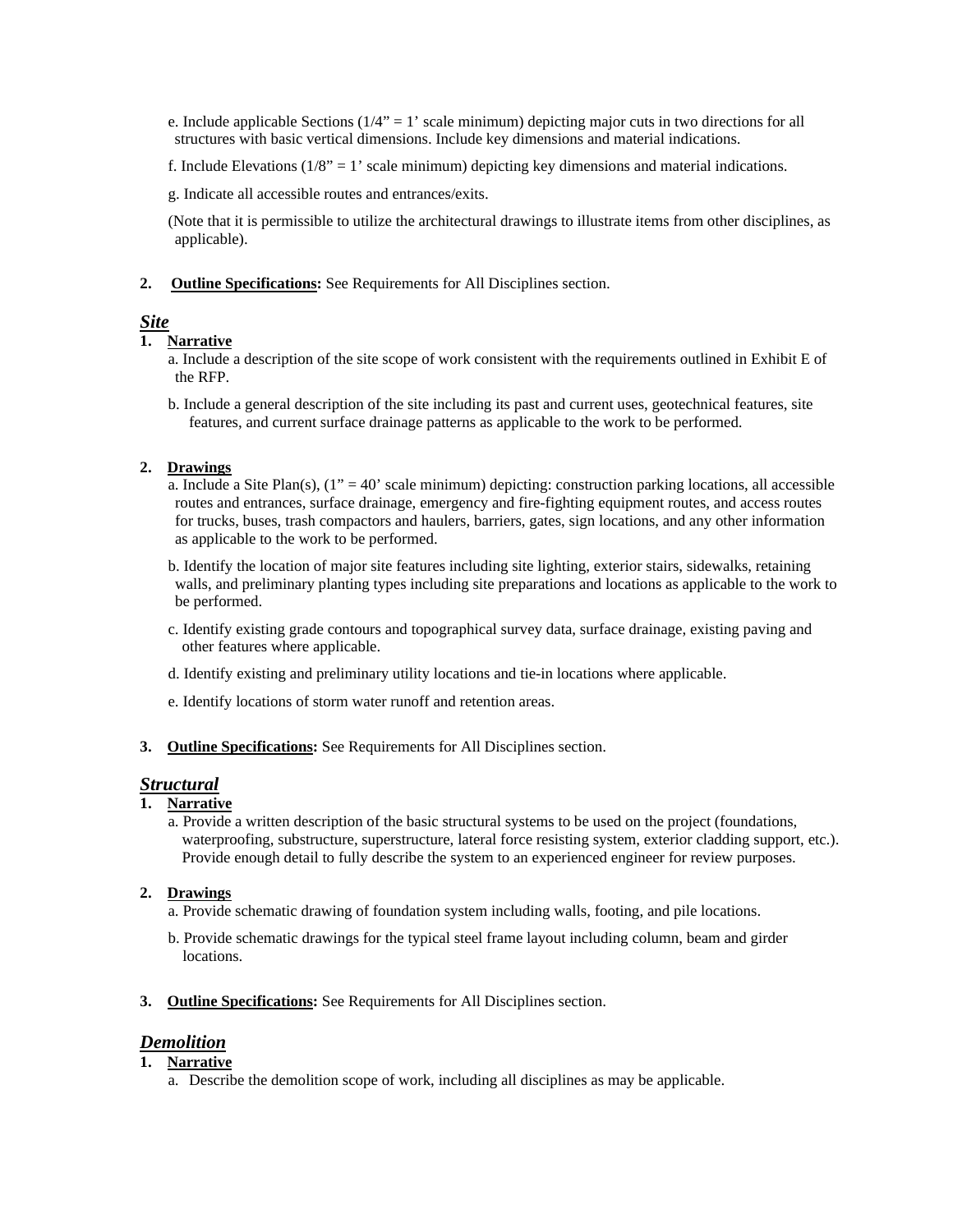e. Include applicable Sections (1/4” = 1’ scale minimum) depicting major cuts in two directions for all structures with basic vertical dimensions. Include key dimensions and material indications.

f. Include Elevations (1/8” = 1’ scale minimum) depicting key dimensions and material indications.

g. Indicate all accessible routes and entrances/exits.

(Note that it is permissible to utilize the architectural drawings to illustrate items from other disciplines, as applicable).

**2. <u>Outline Specifications</u>:** See Requirements for All Disciplines section.

## ***<u>Site</u>***

**1. <u>Narrative</u>**

a. Include a description of the site scope of work consistent with the requirements outlined in Exhibit E of the RFP.

b. Include a general description of the site including its past and current uses, geotechnical features, site features, and current surface drainage patterns as applicable to the work to be performed.

**2. <u>Drawings</u>**

a. Include a Site Plan(s), (1” = 40’ scale minimum) depicting: construction parking locations, all accessible routes and entrances, surface drainage, emergency and fire-fighting equipment routes, and access routes for trucks, buses, trash compactors and haulers, barriers, gates, sign locations, and any other information as applicable to the work to be performed.

b. Identify the location of major site features including site lighting, exterior stairs, sidewalks, retaining walls, and preliminary planting types including site preparations and locations as applicable to the work to be performed.

c. Identify existing grade contours and topographical survey data, surface drainage, existing paving and other features where applicable.

d. Identify existing and preliminary utility locations and tie-in locations where applicable.

e. Identify locations of storm water runoff and retention areas.

**3. <u>Outline Specifications</u>:** See Requirements for All Disciplines section.

## ***<u>Structural</u>***

**1. <u>Narrative</u>**

a. Provide a written description of the basic structural systems to be used on the project (foundations, waterproofing, substructure, superstructure, lateral force resisting system, exterior cladding support, etc.). Provide enough detail to fully describe the system to an experienced engineer for review purposes.

**2. <u>Drawings</u>**

a. Provide schematic drawing of foundation system including walls, footing, and pile locations.

b. Provide schematic drawings for the typical steel frame layout including column, beam and girder locations.

**3. <u>Outline Specifications</u>:** See Requirements for All Disciplines section.

## ***<u>Demolition</u>***

**1. <u>Narrative</u>**

a. Describe the demolition scope of work, including all disciplines as may be applicable.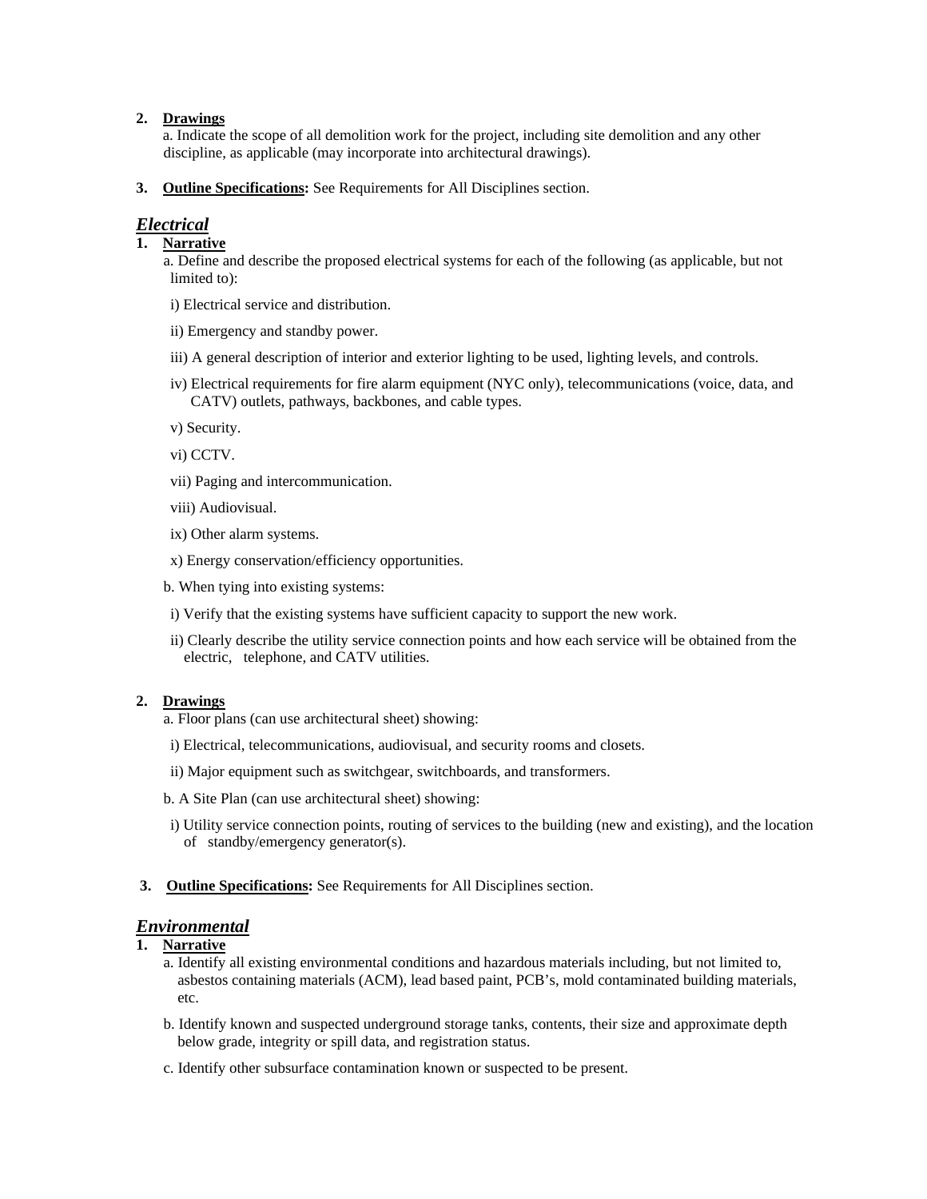2. **Drawings**

   a. Indicate the scope of all demolition work for the project, including site demolition and any other discipline, as applicable (may incorporate into architectural drawings).

3. **Outline Specifications:** See Requirements for All Disciplines section.

## ***Electrical***

1. **Narrative**

   a. Define and describe the proposed electrical systems for each of the following (as applicable, but not limited to):

   i) Electrical service and distribution.

   ii) Emergency and standby power.

   iii) A general description of interior and exterior lighting to be used, lighting levels, and controls.

   iv) Electrical requirements for fire alarm equipment (NYC only), telecommunications (voice, data, and CATV) outlets, pathways, backbones, and cable types.

   v) Security.

   vi) CCTV.

   vii) Paging and intercommunication.

   viii) Audiovisual.

   ix) Other alarm systems.

   x) Energy conservation/efficiency opportunities.

   b. When tying into existing systems:

   i) Verify that the existing systems have sufficient capacity to support the new work.

   ii) Clearly describe the utility service connection points and how each service will be obtained from the electric, telephone, and CATV utilities.

2. **Drawings**

   a. Floor plans (can use architectural sheet) showing:

   i) Electrical, telecommunications, audiovisual, and security rooms and closets.

   ii) Major equipment such as switchgear, switchboards, and transformers.

   b. A Site Plan (can use architectural sheet) showing:

   i) Utility service connection points, routing of services to the building (new and existing), and the location of standby/emergency generator(s).

3. **Outline Specifications:** See Requirements for All Disciplines section.

## ***Environmental***

1. **Narrative**

   a. Identify all existing environmental conditions and hazardous materials including, but not limited to, asbestos containing materials (ACM), lead based paint, PCB's, mold contaminated building materials, etc.

   b. Identify known and suspected underground storage tanks, contents, their size and approximate depth below grade, integrity or spill data, and registration status.

   c. Identify other subsurface contamination known or suspected to be present.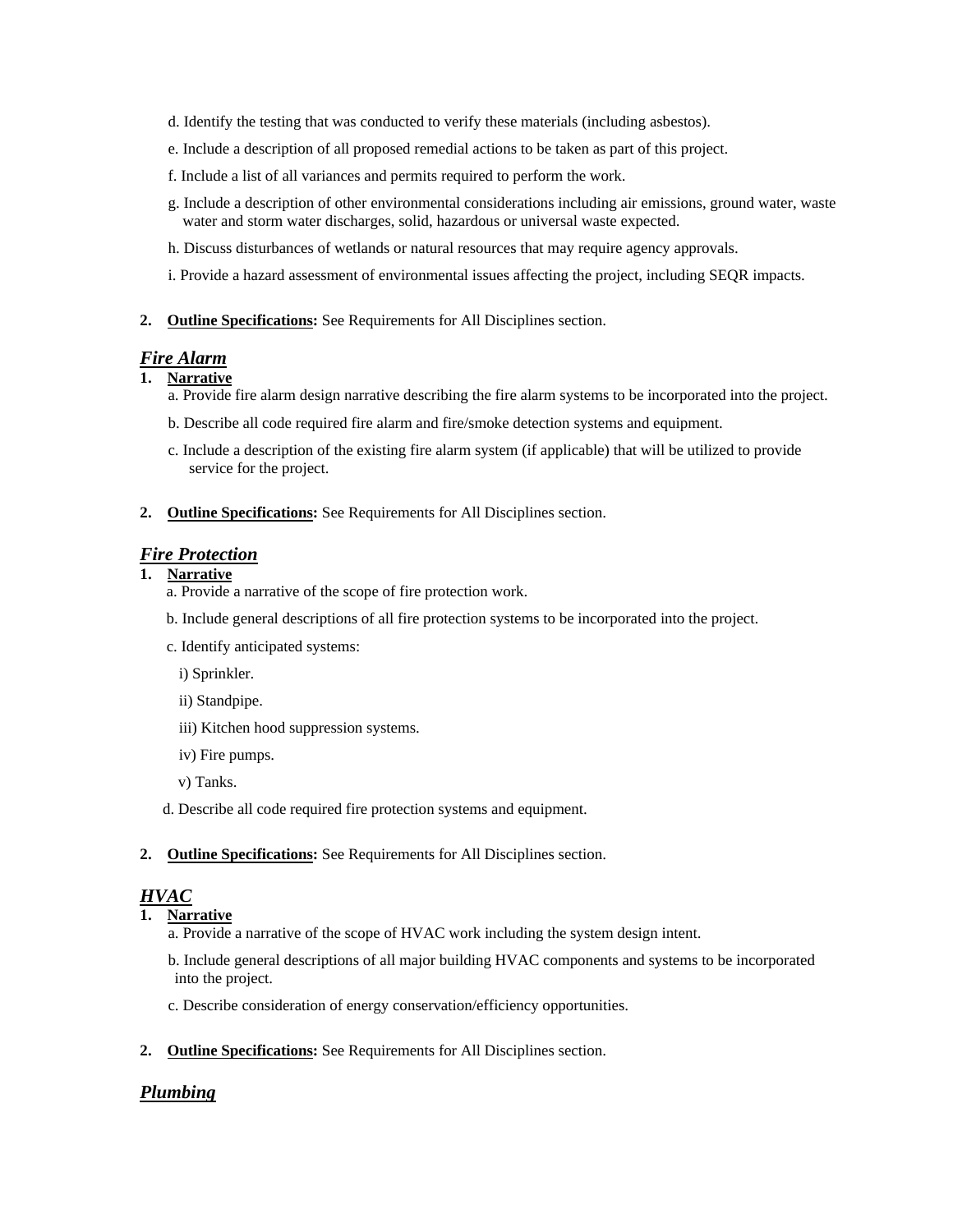d. Identify the testing that was conducted to verify these materials (including asbestos).

e. Include a description of all proposed remedial actions to be taken as part of this project.

f. Include a list of all variances and permits required to perform the work.

g. Include a description of other environmental considerations including air emissions, ground water, waste water and storm water discharges, solid, hazardous or universal waste expected.

h. Discuss disturbances of wetlands or natural resources that may require agency approvals.

i. Provide a hazard assessment of environmental issues affecting the project, including SEQR impacts.

**2. Outline Specifications:** See Requirements for All Disciplines section.

## ***Fire Alarm***

**1. Narrative**

a. Provide fire alarm design narrative describing the fire alarm systems to be incorporated into the project.

b. Describe all code required fire alarm and fire/smoke detection systems and equipment.

c. Include a description of the existing fire alarm system (if applicable) that will be utilized to provide service for the project.

**2. Outline Specifications:** See Requirements for All Disciplines section.

## ***Fire Protection***

**1. Narrative**

a. Provide a narrative of the scope of fire protection work.

b. Include general descriptions of all fire protection systems to be incorporated into the project.

c. Identify anticipated systems:

i) Sprinkler.

ii) Standpipe.

iii) Kitchen hood suppression systems.

iv) Fire pumps.

v) Tanks.

d. Describe all code required fire protection systems and equipment.

**2. Outline Specifications:** See Requirements for All Disciplines section.

## ***HVAC***

**1. Narrative**

a. Provide a narrative of the scope of HVAC work including the system design intent.

b. Include general descriptions of all major building HVAC components and systems to be incorporated into the project.

c. Describe consideration of energy conservation/efficiency opportunities.

**2. Outline Specifications:** See Requirements for All Disciplines section.

## ***Plumbing***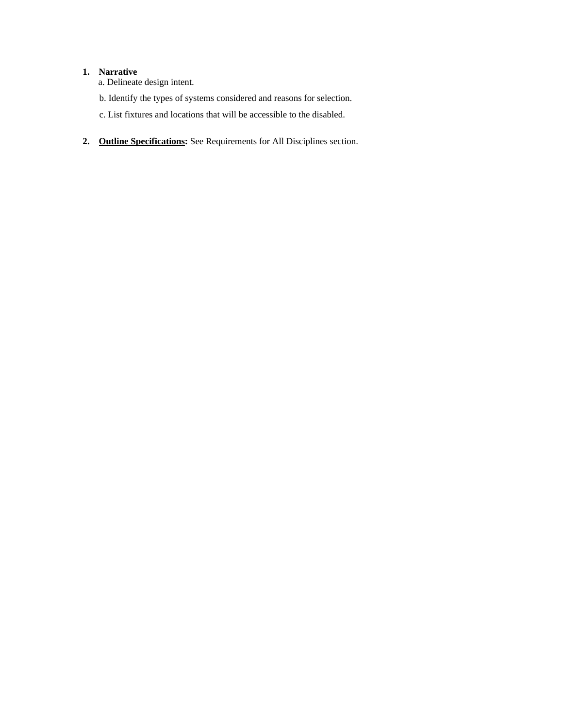1. **Narrative**
   a. Delineate design intent.

   b. Identify the types of systems considered and reasons for selection.

   c. List fixtures and locations that will be accessible to the disabled.

2. **<u>Outline Specifications</u>:** See Requirements for All Disciplines section.